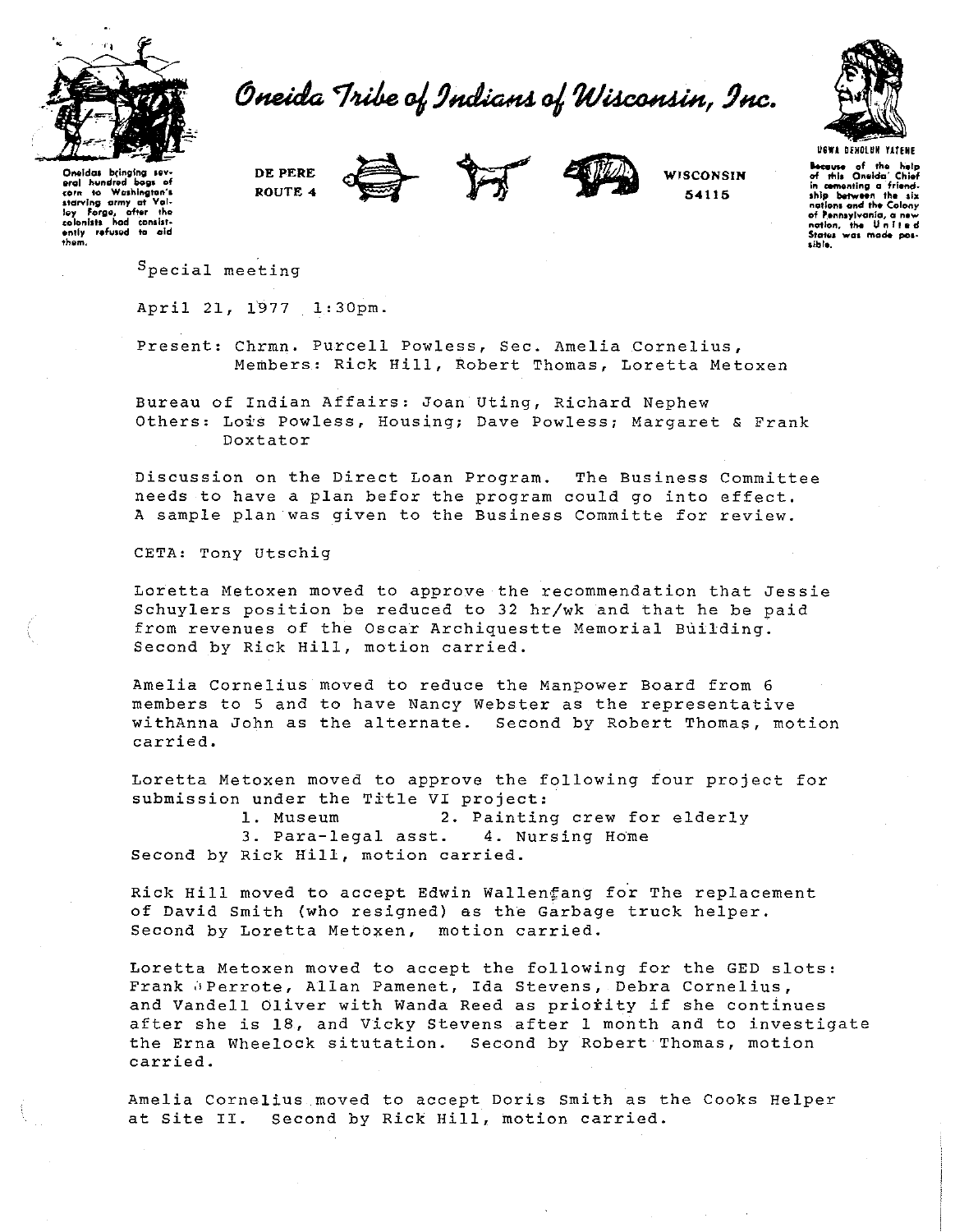# Oneida Tribe of Indians of Wisconsin, Inc.

Oneidas bringing several hundred bags of corn to Washington's starving army at Valley Forge, after the colonists had consistently refused to aid them.

DE PERE ROUTE 4 WISCONSIN 54115

UGWA DEHOLUH YATEHE

Because of the help of this Oneida Chief in cementing a friendship between the six nations and the Colony of Pennsylvania, a new nation, the United States was made possible.

Special meeting

April 21, 1977 1:30pm.

Present: Chrmn. Purcell Powless, Sec. Amelia Cornelius, Members: Rick Hill, Robert Thomas, Loretta Metoxen

Bureau of Indian Affairs: Joan Uting, Richard Nephew
Others: Lois Powless, Housing; Dave Powless; Margaret & Frank Doxtator

Discussion on the Direct Loan Program. The Business Committee needs to have a plan befor the program could go into effect. A sample plan was given to the Business Committe for review.

CETA: Tony Utschig

Loretta Metoxen moved to approve the recommendation that Jessie Schuylers position be reduced to 32 hr/wk and that he be paid from revenues of the Oscar Archiquestte Memorial Building. Second by Rick Hill, motion carried.

Amelia Cornelius moved to reduce the Manpower Board from 6 members to 5 and to have Nancy Webster as the representative withAnna John as the alternate. Second by Robert Thomas, motion carried.

Loretta Metoxen moved to approve the following four project for submission under the Title VI project:

1. Museum
2. Painting crew for elderly
3. Para-legal asst.
4. Nursing Home

Second by Rick Hill, motion carried.

Rick Hill moved to accept Edwin Wallenfang for The replacement of David Smith (who resigned) as the Garbage truck helper. Second by Loretta Metoxen, motion carried.

Loretta Metoxen moved to accept the following for the GED slots: Frank Perrote, Allan Pamenet, Ida Stevens, Debra Cornelius, and Vandell Oliver with Wanda Reed as priority if she continues after she is 18, and Vicky Stevens after 1 month and to investigate the Erna Wheelock situtation. Second by Robert Thomas, motion carried.

Amelia Cornelius moved to accept Doris Smith as the Cooks Helper at Site II. Second by Rick Hill, motion carried.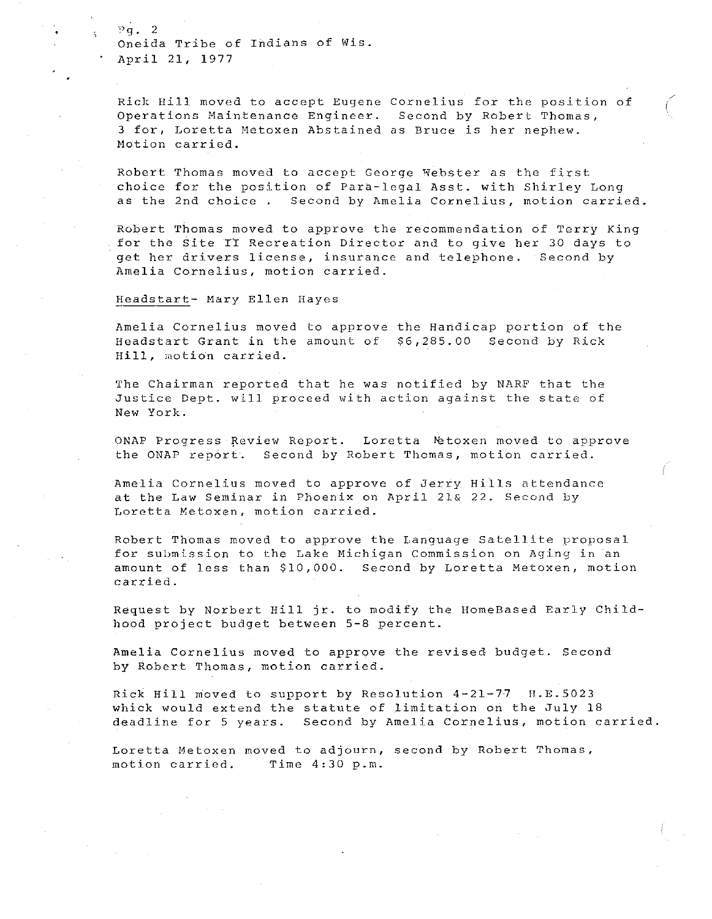Rick Hill moved to accept Eugene Cornelius for the position of Operations Maintenance Engineer. Second by Robert Thomas, 3 for, Loretta Metoxen Abstained as Bruce is her nephew. Motion carried.

Robert Thomas moved to accept George Webster as the first choice for the position of Para-legal Asst. with Shirley Long as the 2nd choice . Second by Amelia Cornelius, motion carried.

Robert Thomas moved to approve the recommendation of Terry King for the Site II Recreation Director and to give her 30 days to get her drivers license, insurance and telephone. Second by Amelia Cornelius, motion carried.

Headstart- Mary Ellen Hayes

Amelia Cornelius moved to approve the Handicap portion of the Headstart Grant in the amount of $6,285.00 Second by Rick Hill, motion carried.

The Chairman reported that he was notified by NARF that the Justice Dept. will proceed with action against the state of New York.

ONAP Progress Review Report. Loretta Metoxen moved to approve the ONAP report. Second by Robert Thomas, motion carried.

Amelia Cornelius moved to approve of Jerry Hills attendance at the Law Seminar in Phoenix on April 21& 22. Second by Loretta Metoxen, motion carried.

Robert Thomas moved to approve the Language Satellite proposal for submission to the Lake Michigan Commission on Aging in an amount of less than $10,000. Second by Loretta Metoxen, motion carried.

Request by Norbert Hill jr. to modify the HomeBased Early Childhood project budget between 5-8 percent.

Amelia Cornelius moved to approve the revised budget. Second by Robert Thomas, motion carried.

Rick Hill moved to support by Resolution 4-21-77 H.E.5023 whick would extend the statute of limitation on the July 18 deadline for 5 years. Second by Amelia Cornelius, motion carried.

Loretta Metoxen moved to adjourn, second by Robert Thomas, motion carried. Time 4:30 p.m.